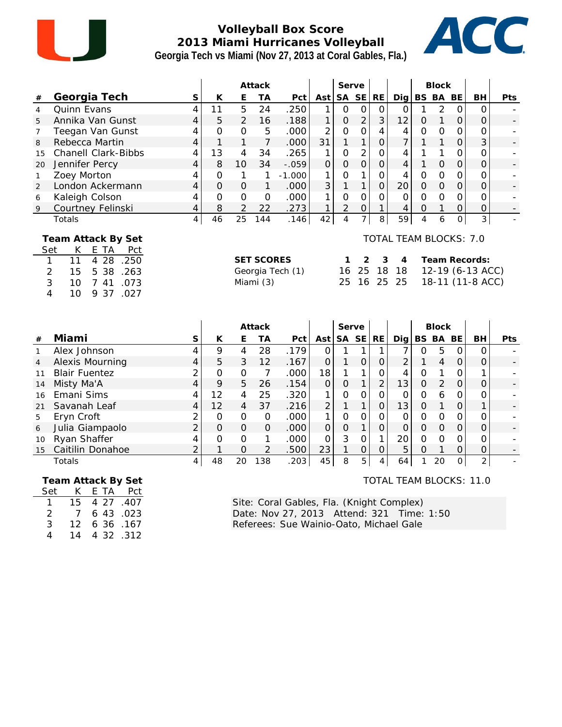# Volleyball Box Score
## 2013 Miami Hurricanes Volleyball
### Georgia Tech vs Miami (Nov 27, 2013 at Coral Gables, Fla.)

| # | Georgia Tech | S | Attack K | E | TA | Pct | Ast | Serve SA | SE | RE | Dig | Block BS | BA | BE | BH | Pts |
|---|---|---|---|---|---|---|---|---|---|---|---|---|---|---|---|---|
| 4 | Quinn Evans | 4 | 11 | 5 | 24 | .250 | 1 | 0 | 0 | 0 | 0 | 1 | 2 | 0 | 0 | - |
| 5 | Annika Van Gunst | 4 | 5 | 2 | 16 | .188 | 1 | 0 | 2 | 3 | 12 | 0 | 1 | 0 | 0 | - |
| 7 | Teegan Van Gunst | 4 | 0 | 0 | 5 | .000 | 2 | 0 | 0 | 4 | 4 | 0 | 0 | 0 | 0 | - |
| 8 | Rebecca Martin | 4 | 1 | 1 | 7 | .000 | 31 | 1 | 1 | 0 | 7 | 1 | 1 | 0 | 3 | - |
| 15 | Chanell Clark-Bibbs | 4 | 13 | 4 | 34 | .265 | 1 | 0 | 2 | 0 | 4 | 1 | 1 | 0 | 0 | - |
| 20 | Jennifer Percy | 4 | 8 | 10 | 34 | -.059 | 0 | 0 | 0 | 0 | 4 | 1 | 0 | 0 | 0 | - |
| 1 | Zoey Morton | 4 | 0 | 1 | 1 | -1.000 | 1 | 0 | 1 | 0 | 4 | 0 | 0 | 0 | 0 | - |
| 2 | London Ackermann | 4 | 0 | 0 | 1 | .000 | 3 | 1 | 1 | 0 | 20 | 0 | 0 | 0 | 0 | - |
| 6 | Kaleigh Colson | 4 | 0 | 0 | 0 | .000 | 1 | 0 | 0 | 0 | 0 | 0 | 0 | 0 | 0 | - |
| 9 | Courtney Felinski | 4 | 8 | 2 | 22 | .273 | 1 | 2 | 0 | 1 | 4 | 0 | 1 | 0 | 0 | - |
| | Totals | 4 | 46 | 25 | 144 | .146 | 42 | 4 | 7 | 8 | 59 | 4 | 6 | 0 | 3 | - |

TOTAL TEAM BLOCKS: 7.0

**Team Attack By Set**

| Set | K | E | TA | Pct |
|---|---|---|---|---|
| 1 | 11 | 4 | 28 | .250 |
| 2 | 15 | 5 | 38 | .263 |
| 3 | 10 | 7 | 41 | .073 |
| 4 | 10 | 9 | 37 | .027 |

| SET SCORES | 1 | 2 | 3 | 4 | Team Records: |
|---|---|---|---|---|---|
| Georgia Tech (1) | 16 | 25 | 18 | 18 | 12-19 (6-13 ACC) |
| Miami (3) | 25 | 16 | 25 | 25 | 18-11 (11-8 ACC) |

| # | Miami | S | Attack K | E | TA | Pct | Ast | Serve SA | SE | RE | Dig | Block BS | BA | BE | BH | Pts |
|---|---|---|---|---|---|---|---|---|---|---|---|---|---|---|---|---|
| 1 | Alex Johnson | 4 | 9 | 4 | 28 | .179 | 0 | 1 | 1 | 1 | 7 | 0 | 5 | 0 | 0 | - |
| 4 | Alexis Mourning | 4 | 5 | 3 | 12 | .167 | 0 | 1 | 0 | 0 | 2 | 1 | 4 | 0 | 0 | - |
| 11 | Blair Fuentez | 2 | 0 | 0 | 7 | .000 | 18 | 1 | 1 | 0 | 4 | 0 | 1 | 0 | 1 | - |
| 14 | Misty Ma'A | 4 | 9 | 5 | 26 | .154 | 0 | 0 | 1 | 2 | 13 | 0 | 2 | 0 | 0 | - |
| 16 | Emani Sims | 4 | 12 | 4 | 25 | .320 | 1 | 0 | 0 | 0 | 0 | 0 | 6 | 0 | 0 | - |
| 21 | Savanah Leaf | 4 | 12 | 4 | 37 | .216 | 2 | 1 | 1 | 0 | 13 | 0 | 1 | 0 | 1 | - |
| 5 | Eryn Croft | 2 | 0 | 0 | 0 | .000 | 1 | 0 | 0 | 0 | 0 | 0 | 0 | 0 | 0 | - |
| 6 | Julia Giampaolo | 2 | 0 | 0 | 0 | .000 | 0 | 0 | 1 | 0 | 0 | 0 | 0 | 0 | 0 | - |
| 10 | Ryan Shaffer | 4 | 0 | 0 | 1 | .000 | 0 | 3 | 0 | 1 | 20 | 0 | 0 | 0 | 0 | - |
| 15 | Caitilin Donahoe | 2 | 1 | 0 | 2 | .500 | 23 | 1 | 0 | 0 | 5 | 0 | 1 | 0 | 0 | - |
| | Totals | 4 | 48 | 20 | 138 | .203 | 45 | 8 | 5 | 4 | 64 | 1 | 20 | 0 | 2 | - |

TOTAL TEAM BLOCKS: 11.0

**Team Attack By Set**

| Set | K | E | TA | Pct |
|---|---|---|---|---|
| 1 | 15 | 4 | 27 | .407 |
| 2 | 7 | 6 | 43 | .023 |
| 3 | 12 | 6 | 36 | .167 |
| 4 | 14 | 4 | 32 | .312 |

Site: Coral Gables, Fla. (Knight Complex)
Date: Nov 27, 2013 Attend: 321 Time: 1:50
Referees: Sue Wainio-Oato, Michael Gale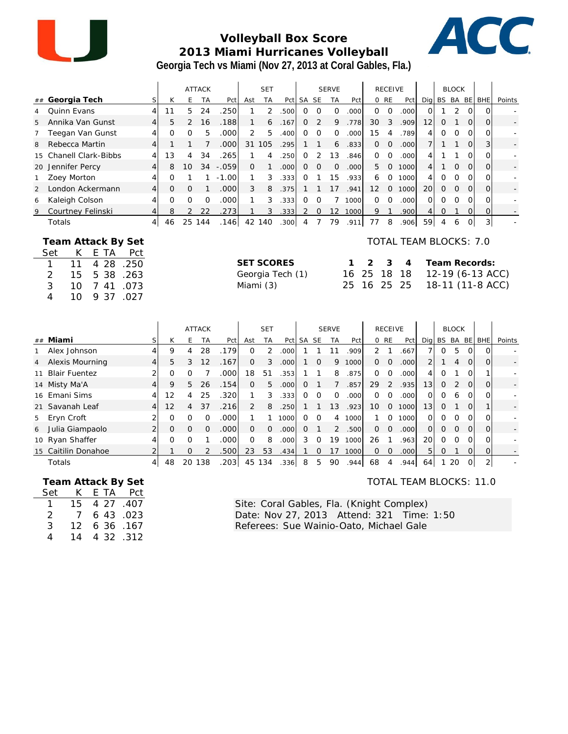# Volleyball Box Score
## 2013 Miami Hurricanes Volleyball
### Georgia Tech vs Miami (Nov 27, 2013 at Coral Gables, Fla.)

| ## | Georgia Tech | S | ATTACK K | E | TA | Pct | SET Ast | TA | Pct | SERVE SA | SE | TA | Pct | RECEIVE 0 | RE | Pct | Dig | BLOCK BS | BA | BE | BHE | Points |
|---|---|---|---|---|---|---|---|---|---|---|---|---|---|---|---|---|---|---|---|---|---|---|
| 4 | Quinn Evans | 4 | 11 | 5 | 24 | .250 | 1 | 2 | .500 | 0 | 0 | 0 | .000 | 0 | 0 | .000 | 0 | 1 | 2 | 0 | 0 | - |
| 5 | Annika Van Gunst | 4 | 5 | 2 | 16 | .188 | 1 | 6 | .167 | 0 | 2 | 9 | .778 | 30 | 3 | .909 | 12 | 0 | 1 | 0 | 0 | - |
| 7 | Teegan Van Gunst | 4 | 0 | 0 | 5 | .000 | 2 | 5 | .400 | 0 | 0 | 0 | .000 | 15 | 4 | .789 | 4 | 0 | 0 | 0 | 0 | - |
| 8 | Rebecca Martin | 4 | 1 | 1 | 7 | .000 | 31 | 105 | .295 | 1 | 1 | 6 | .833 | 0 | 0 | .000 | 7 | 1 | 1 | 0 | 3 | - |
| 15 | Chanell Clark-Bibbs | 4 | 13 | 4 | 34 | .265 | 1 | 4 | .250 | 0 | 2 | 13 | .846 | 0 | 0 | .000 | 4 | 1 | 1 | 0 | 0 | - |
| 20 | Jennifer Percy | 4 | 8 | 10 | 34 | -.059 | 0 | 1 | .000 | 0 | 0 | 0 | .000 | 5 | 0 | 1000 | 4 | 1 | 0 | 0 | 0 | - |
| 1 | Zoey Morton | 4 | 0 | 1 | 1 | -1.00 | 1 | 3 | .333 | 0 | 1 | 15 | .933 | 6 | 0 | 1000 | 4 | 0 | 0 | 0 | 0 | - |
| 2 | London Ackermann | 4 | 0 | 0 | 1 | .000 | 3 | 8 | .375 | 1 | 1 | 17 | .941 | 12 | 0 | 1000 | 20 | 0 | 0 | 0 | 0 | - |
| 6 | Kaleigh Colson | 4 | 0 | 0 | 0 | .000 | 1 | 3 | .333 | 0 | 0 | 7 | 1000 | 0 | 0 | .000 | 0 | 0 | 0 | 0 | 0 | - |
| 9 | Courtney Felinski | 4 | 8 | 2 | 22 | .273 | 1 | 3 | .333 | 2 | 0 | 12 | 1000 | 9 | 1 | .900 | 4 | 0 | 1 | 0 | 0 | - |
| | Totals | 4 | 46 | 25 | 144 | .146 | 42 | 140 | .300 | 4 | 7 | 79 | .911 | 77 | 8 | .906 | 59 | 4 | 6 | 0 | 3 | - |

**Team Attack By Set**

| Set | K | E | TA | Pct |
|---|---|---|---|---|
| 1 | 11 | 4 | 28 | .250 |
| 2 | 15 | 5 | 38 | .263 |
| 3 | 10 | 7 | 41 | .073 |
| 4 | 10 | 9 | 37 | .027 |

TOTAL TEAM BLOCKS: 7.0

| SET SCORES | 1 | 2 | 3 | 4 | Team Records: |
|---|---|---|---|---|---|
| Georgia Tech (1) | 16 | 25 | 18 | 18 | 12-19 (6-13 ACC) |
| Miami (3) | 25 | 16 | 25 | 25 | 18-11 (11-8 ACC) |

| ## | Miami | S | ATTACK K | E | TA | Pct | SET Ast | TA | Pct | SERVE SA | SE | TA | Pct | RECEIVE 0 | RE | Pct | Dig | BLOCK BS | BA | BE | BHE | Points |
|---|---|---|---|---|---|---|---|---|---|---|---|---|---|---|---|---|---|---|---|---|---|---|
| 1 | Alex Johnson | 4 | 9 | 4 | 28 | .179 | 0 | 2 | .000 | 1 | 1 | 11 | .909 | 2 | 1 | .667 | 7 | 0 | 5 | 0 | 0 | - |
| 4 | Alexis Mourning | 4 | 5 | 3 | 12 | .167 | 0 | 3 | .000 | 1 | 0 | 9 | 1000 | 0 | 0 | .000 | 2 | 1 | 4 | 0 | 0 | - |
| 11 | Blair Fuentez | 2 | 0 | 0 | 7 | .000 | 18 | 51 | .353 | 1 | 1 | 8 | .875 | 0 | 0 | .000 | 4 | 0 | 1 | 0 | 1 | - |
| 14 | Misty Ma'A | 4 | 9 | 5 | 26 | .154 | 0 | 5 | .000 | 0 | 1 | 7 | .857 | 29 | 2 | .935 | 13 | 0 | 2 | 0 | 0 | - |
| 16 | Emani Sims | 4 | 12 | 4 | 25 | .320 | 1 | 3 | .333 | 0 | 0 | 0 | .000 | 0 | 0 | .000 | 0 | 0 | 6 | 0 | 0 | - |
| 21 | Savanah Leaf | 4 | 12 | 4 | 37 | .216 | 2 | 8 | .250 | 1 | 1 | 13 | .923 | 10 | 0 | 1000 | 13 | 0 | 1 | 0 | 1 | - |
| 5 | Eryn Croft | 2 | 0 | 0 | 0 | .000 | 1 | 1 | 1000 | 0 | 0 | 4 | 1000 | 1 | 0 | 1000 | 0 | 0 | 0 | 0 | 0 | - |
| 6 | Julia Giampaolo | 2 | 0 | 0 | 0 | .000 | 0 | 0 | .000 | 0 | 1 | 2 | .500 | 0 | 0 | .000 | 0 | 0 | 0 | 0 | 0 | - |
| 10 | Ryan Shaffer | 4 | 0 | 0 | 1 | .000 | 0 | 8 | .000 | 3 | 0 | 19 | 1000 | 26 | 1 | .963 | 20 | 0 | 0 | 0 | 0 | - |
| 15 | Caitilin Donahoe | 2 | 1 | 0 | 2 | .500 | 23 | 53 | .434 | 1 | 0 | 17 | 1000 | 0 | 0 | .000 | 5 | 0 | 1 | 0 | 0 | - |
| | Totals | 4 | 48 | 20 | 138 | .203 | 45 | 134 | .336 | 8 | 5 | 90 | .944 | 68 | 4 | .944 | 64 | 1 | 20 | 0 | 2 | - |

**Team Attack By Set**

| Set | K | E | TA | Pct |
|---|---|---|---|---|
| 1 | 15 | 4 | 27 | .407 |
| 2 | 7 | 6 | 43 | .023 |
| 3 | 12 | 6 | 36 | .167 |
| 4 | 14 | 4 | 32 | .312 |

TOTAL TEAM BLOCKS: 11.0

Site: Coral Gables, Fla. (Knight Complex)
Date: Nov 27, 2013 Attend: 321 Time: 1:50
Referees: Sue Wainio-Oato, Michael Gale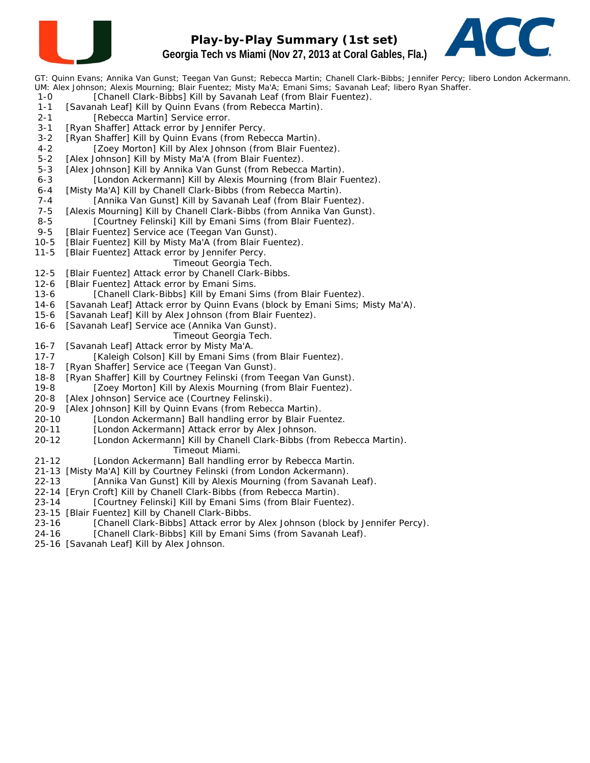# Play-by-Play Summary (1st set)

## Georgia Tech vs Miami (Nov 27, 2013 at Coral Gables, Fla.)

GT: Quinn Evans; Annika Van Gunst; Teegan Van Gunst; Rebecca Martin; Chanell Clark-Bibbs; Jennifer Percy; libero London Ackermann.
UM: Alex Johnson; Alexis Mourning; Blair Fuentez; Misty Ma'A; Emani Sims; Savanah Leaf; libero Ryan Shaffer.

1-0 [Chanell Clark-Bibbs] Kill by Savanah Leaf (from Blair Fuentez).
1-1 [Savanah Leaf] Kill by Quinn Evans (from Rebecca Martin).
2-1 [Rebecca Martin] Service error.
3-1 [Ryan Shaffer] Attack error by Jennifer Percy.
3-2 [Ryan Shaffer] Kill by Quinn Evans (from Rebecca Martin).
4-2 [Zoey Morton] Kill by Alex Johnson (from Blair Fuentez).
5-2 [Alex Johnson] Kill by Misty Ma'A (from Blair Fuentez).
5-3 [Alex Johnson] Kill by Annika Van Gunst (from Rebecca Martin).
6-3 [London Ackermann] Kill by Alexis Mourning (from Blair Fuentez).
6-4 [Misty Ma'A] Kill by Chanell Clark-Bibbs (from Rebecca Martin).
7-4 [Annika Van Gunst] Kill by Savanah Leaf (from Blair Fuentez).
7-5 [Alexis Mourning] Kill by Chanell Clark-Bibbs (from Annika Van Gunst).
8-5 [Courtney Felinski] Kill by Emani Sims (from Blair Fuentez).
9-5 [Blair Fuentez] Service ace (Teegan Van Gunst).
10-5 [Blair Fuentez] Kill by Misty Ma'A (from Blair Fuentez).
11-5 [Blair Fuentez] Attack error by Jennifer Percy.
Timeout Georgia Tech.
12-5 [Blair Fuentez] Attack error by Chanell Clark-Bibbs.
12-6 [Blair Fuentez] Attack error by Emani Sims.
13-6 [Chanell Clark-Bibbs] Kill by Emani Sims (from Blair Fuentez).
14-6 [Savanah Leaf] Attack error by Quinn Evans (block by Emani Sims; Misty Ma'A).
15-6 [Savanah Leaf] Kill by Alex Johnson (from Blair Fuentez).
16-6 [Savanah Leaf] Service ace (Annika Van Gunst).
Timeout Georgia Tech.
16-7 [Savanah Leaf] Attack error by Misty Ma'A.
17-7 [Kaleigh Colson] Kill by Emani Sims (from Blair Fuentez).
18-7 [Ryan Shaffer] Service ace (Teegan Van Gunst).
18-8 [Ryan Shaffer] Kill by Courtney Felinski (from Teegan Van Gunst).
19-8 [Zoey Morton] Kill by Alexis Mourning (from Blair Fuentez).
20-8 [Alex Johnson] Service ace (Courtney Felinski).
20-9 [Alex Johnson] Kill by Quinn Evans (from Rebecca Martin).
20-10 [London Ackermann] Ball handling error by Blair Fuentez.
20-11 [London Ackermann] Attack error by Alex Johnson.
20-12 [London Ackermann] Kill by Chanell Clark-Bibbs (from Rebecca Martin).
Timeout Miami.
21-12 [London Ackermann] Ball handling error by Rebecca Martin.
21-13 [Misty Ma'A] Kill by Courtney Felinski (from London Ackermann).
22-13 [Annika Van Gunst] Kill by Alexis Mourning (from Savanah Leaf).
22-14 [Eryn Croft] Kill by Chanell Clark-Bibbs (from Rebecca Martin).
23-14 [Courtney Felinski] Kill by Emani Sims (from Blair Fuentez).
23-15 [Blair Fuentez] Kill by Chanell Clark-Bibbs.
23-16 [Chanell Clark-Bibbs] Attack error by Alex Johnson (block by Jennifer Percy).
24-16 [Chanell Clark-Bibbs] Kill by Emani Sims (from Savanah Leaf).
25-16 [Savanah Leaf] Kill by Alex Johnson.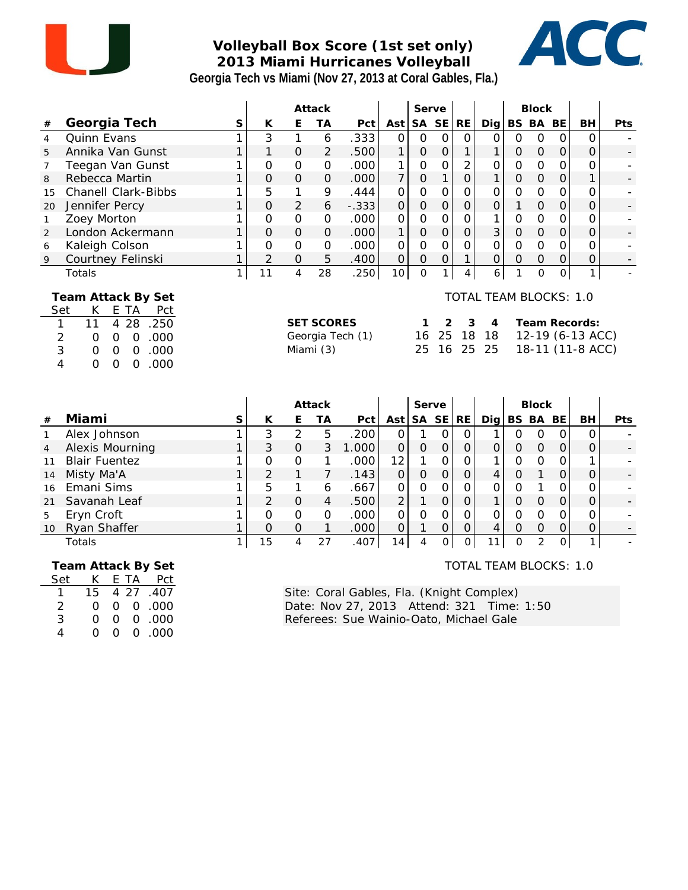# Volleyball Box Score (1st set only)
## 2013 Miami Hurricanes Volleyball
### Georgia Tech vs Miami (Nov 27, 2013 at Coral Gables, Fla.)

| # | Georgia Tech | S | Attack K | E | TA | Pct | Ast | Serve SA | SE | RE | Dig | Block BS | BA | BE | BH | Pts |
|---|---|---|---|---|---|---|---|---|---|---|---|---|---|---|---|---|
| 4 | Quinn Evans | 1 | 3 | 1 | 6 | .333 | 0 | 0 | 0 | 0 | 0 | 0 | 0 | 0 | 0 | - |
| 5 | Annika Van Gunst | 1 | 1 | 0 | 2 | .500 | 1 | 0 | 0 | 1 | 1 | 0 | 0 | 0 | 0 | - |
| 7 | Teegan Van Gunst | 1 | 0 | 0 | 0 | .000 | 1 | 0 | 0 | 2 | 0 | 0 | 0 | 0 | 0 | - |
| 8 | Rebecca Martin | 1 | 0 | 0 | 0 | .000 | 7 | 0 | 1 | 0 | 1 | 0 | 0 | 0 | 1 | - |
| 15 | Chanell Clark-Bibbs | 1 | 5 | 1 | 9 | .444 | 0 | 0 | 0 | 0 | 0 | 0 | 0 | 0 | 0 | - |
| 20 | Jennifer Percy | 1 | 0 | 2 | 6 | -.333 | 0 | 0 | 0 | 0 | 0 | 1 | 0 | 0 | 0 | - |
| 1 | Zoey Morton | 1 | 0 | 0 | 0 | .000 | 0 | 0 | 0 | 0 | 1 | 0 | 0 | 0 | 0 | - |
| 2 | London Ackermann | 1 | 0 | 0 | 0 | .000 | 1 | 0 | 0 | 0 | 3 | 0 | 0 | 0 | 0 | - |
| 6 | Kaleigh Colson | 1 | 0 | 0 | 0 | .000 | 0 | 0 | 0 | 0 | 0 | 0 | 0 | 0 | 0 | - |
| 9 | Courtney Felinski | 1 | 2 | 0 | 5 | .400 | 0 | 0 | 0 | 1 | 0 | 0 | 0 | 0 | 0 | - |
| | Totals | 1 | 11 | 4 | 28 | .250 | 10 | 0 | 1 | 4 | 6 | 1 | 0 | 0 | 1 | - |

**Team Attack By Set**

| Set | K | E | TA | Pct |
|---|---|---|---|---|
| 1 | 11 | 4 | 28 | .250 |
| 2 | 0 | 0 | 0 | .000 |
| 3 | 0 | 0 | 0 | .000 |
| 4 | 0 | 0 | 0 | .000 |

TOTAL TEAM BLOCKS: 1.0

| SET SCORES | 1 | 2 | 3 | 4 | Team Records: |
|---|---|---|---|---|---|
| Georgia Tech (1) | 16 | 25 | 18 | 18 | 12-19 (6-13 ACC) |
| Miami (3) | 25 | 16 | 25 | 25 | 18-11 (11-8 ACC) |

| # | Miami | S | Attack K | E | TA | Pct | Ast | Serve SA | SE | RE | Dig | Block BS | BA | BE | BH | Pts |
|---|---|---|---|---|---|---|---|---|---|---|---|---|---|---|---|---|
| 1 | Alex Johnson | 1 | 3 | 2 | 5 | .200 | 0 | 1 | 0 | 0 | 1 | 0 | 0 | 0 | 0 | - |
| 4 | Alexis Mourning | 1 | 3 | 0 | 3 | 1.000 | 0 | 0 | 0 | 0 | 0 | 0 | 0 | 0 | 0 | - |
| 11 | Blair Fuentez | 1 | 0 | 0 | 1 | .000 | 12 | 1 | 0 | 0 | 1 | 0 | 0 | 0 | 1 | - |
| 14 | Misty Ma'A | 1 | 2 | 1 | 7 | .143 | 0 | 0 | 0 | 0 | 4 | 0 | 1 | 0 | 0 | - |
| 16 | Emani Sims | 1 | 5 | 1 | 6 | .667 | 0 | 0 | 0 | 0 | 0 | 0 | 1 | 0 | 0 | - |
| 21 | Savanah Leaf | 1 | 2 | 0 | 4 | .500 | 2 | 1 | 0 | 0 | 1 | 0 | 0 | 0 | 0 | - |
| 5 | Eryn Croft | 1 | 0 | 0 | 0 | .000 | 0 | 0 | 0 | 0 | 0 | 0 | 0 | 0 | 0 | - |
| 10 | Ryan Shaffer | 1 | 0 | 0 | 1 | .000 | 0 | 1 | 0 | 0 | 4 | 0 | 0 | 0 | 0 | - |
| | Totals | 1 | 15 | 4 | 27 | .407 | 14 | 4 | 0 | 0 | 11 | 0 | 2 | 0 | 1 | - |

**Team Attack By Set**

| Set | K | E | TA | Pct |
|---|---|---|---|---|
| 1 | 15 | 4 | 27 | .407 |
| 2 | 0 | 0 | 0 | .000 |
| 3 | 0 | 0 | 0 | .000 |
| 4 | 0 | 0 | 0 | .000 |

TOTAL TEAM BLOCKS: 1.0

Site: Coral Gables, Fla. (Knight Complex)
Date: Nov 27, 2013 Attend: 321 Time: 1:50
Referees: Sue Wainio-Oato, Michael Gale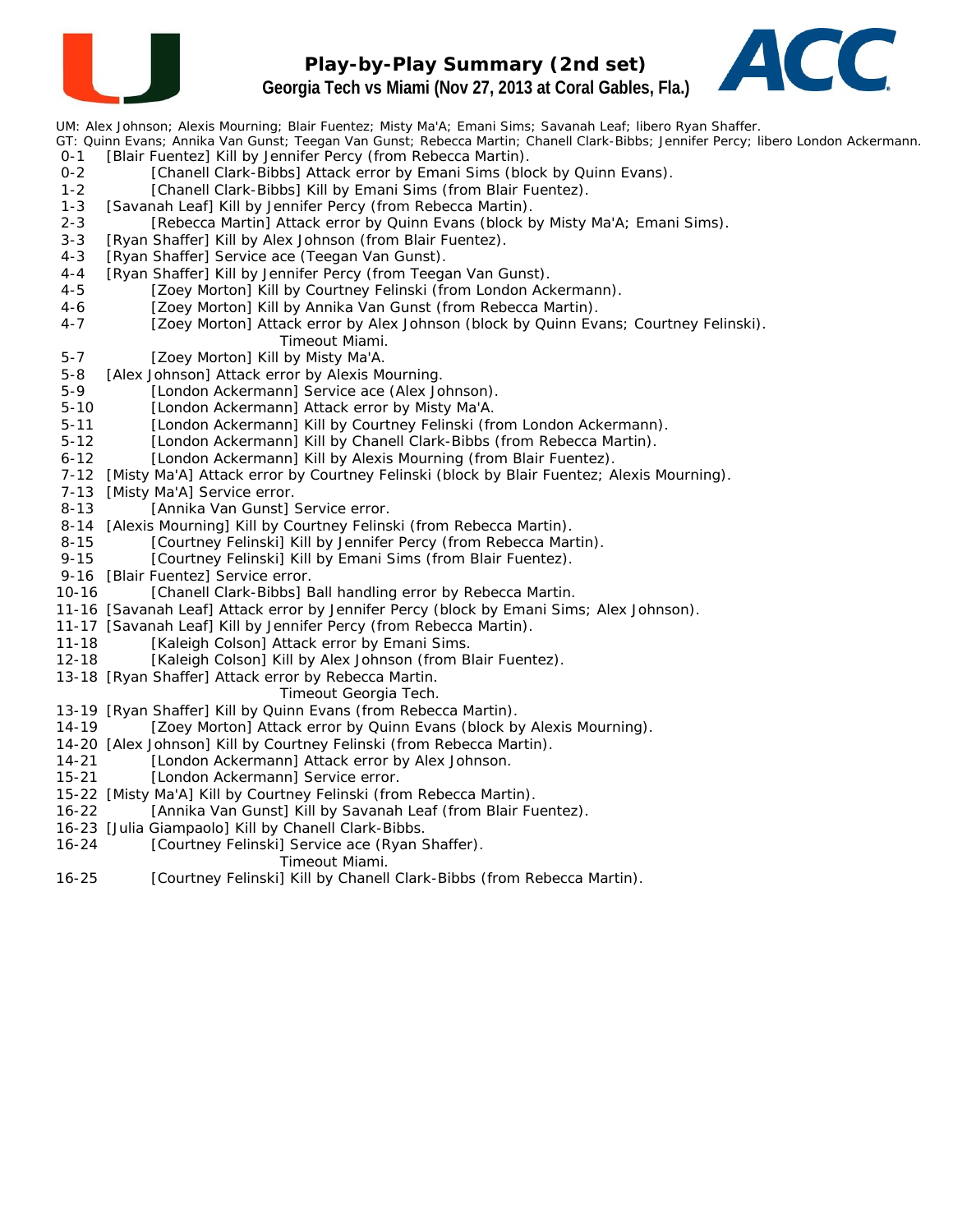# Play-by-Play Summary (2nd set)

## Georgia Tech vs Miami (Nov 27, 2013 at Coral Gables, Fla.)

UM: Alex Johnson; Alexis Mourning; Blair Fuentez; Misty Ma'A; Emani Sims; Savanah Leaf; libero Ryan Shaffer.
GT: Quinn Evans; Annika Van Gunst; Teegan Van Gunst; Rebecca Martin; Chanell Clark-Bibbs; Jennifer Percy; libero London Ackermann.

```
 0-1   [Blair Fuentez] Kill by Jennifer Percy (from Rebecca Martin).
 0-2           [Chanell Clark-Bibbs] Attack error by Emani Sims (block by Quinn Evans).
 1-2           [Chanell Clark-Bibbs] Kill by Emani Sims (from Blair Fuentez).
 1-3   [Savanah Leaf] Kill by Jennifer Percy (from Rebecca Martin).
 2-3           [Rebecca Martin] Attack error by Quinn Evans (block by Misty Ma'A; Emani Sims).
 3-3   [Ryan Shaffer] Kill by Alex Johnson (from Blair Fuentez).
 4-3   [Ryan Shaffer] Service ace (Teegan Van Gunst).
 4-4   [Ryan Shaffer] Kill by Jennifer Percy (from Teegan Van Gunst).
 4-5           [Zoey Morton] Kill by Courtney Felinski (from London Ackermann).
 4-6           [Zoey Morton] Kill by Annika Van Gunst (from Rebecca Martin).
 4-7           [Zoey Morton] Attack error by Alex Johnson (block by Quinn Evans; Courtney Felinski).
                              Timeout Miami.
 5-7           [Zoey Morton] Kill by Misty Ma'A.
 5-8   [Alex Johnson] Attack error by Alexis Mourning.
 5-9           [London Ackermann] Service ace (Alex Johnson).
 5-10          [London Ackermann] Attack error by Misty Ma'A.
 5-11          [London Ackermann] Kill by Courtney Felinski (from London Ackermann).
 5-12          [London Ackermann] Kill by Chanell Clark-Bibbs (from Rebecca Martin).
 6-12          [London Ackermann] Kill by Alexis Mourning (from Blair Fuentez).
 7-12  [Misty Ma'A] Attack error by Courtney Felinski (block by Blair Fuentez; Alexis Mourning).
 7-13  [Misty Ma'A] Service error.
 8-13          [Annika Van Gunst] Service error.
 8-14  [Alexis Mourning] Kill by Courtney Felinski (from Rebecca Martin).
 8-15          [Courtney Felinski] Kill by Jennifer Percy (from Rebecca Martin).
 9-15          [Courtney Felinski] Kill by Emani Sims (from Blair Fuentez).
 9-16  [Blair Fuentez] Service error.
10-16          [Chanell Clark-Bibbs] Ball handling error by Rebecca Martin.
11-16  [Savanah Leaf] Attack error by Jennifer Percy (block by Emani Sims; Alex Johnson).
11-17  [Savanah Leaf] Kill by Jennifer Percy (from Rebecca Martin).
11-18          [Kaleigh Colson] Attack error by Emani Sims.
12-18          [Kaleigh Colson] Kill by Alex Johnson (from Blair Fuentez).
13-18  [Ryan Shaffer] Attack error by Rebecca Martin.
                              Timeout Georgia Tech.
13-19  [Ryan Shaffer] Kill by Quinn Evans (from Rebecca Martin).
14-19          [Zoey Morton] Attack error by Quinn Evans (block by Alexis Mourning).
14-20  [Alex Johnson] Kill by Courtney Felinski (from Rebecca Martin).
14-21          [London Ackermann] Attack error by Alex Johnson.
15-21          [London Ackermann] Service error.
15-22  [Misty Ma'A] Kill by Courtney Felinski (from Rebecca Martin).
16-22          [Annika Van Gunst] Kill by Savanah Leaf (from Blair Fuentez).
16-23  [Julia Giampaolo] Kill by Chanell Clark-Bibbs.
16-24          [Courtney Felinski] Service ace (Ryan Shaffer).
                              Timeout Miami.
16-25          [Courtney Felinski] Kill by Chanell Clark-Bibbs (from Rebecca Martin).
```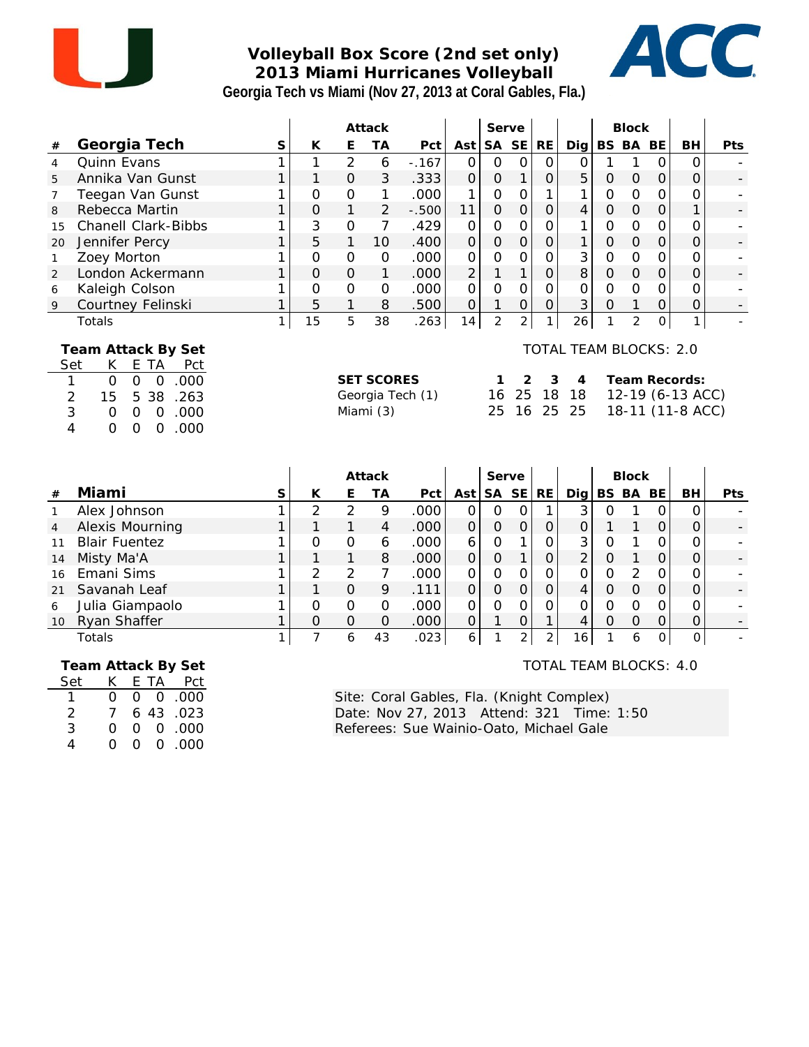# Volleyball Box Score (2nd set only)
## 2013 Miami Hurricanes Volleyball
### Georgia Tech vs Miami (Nov 27, 2013 at Coral Gables, Fla.)

| # | Georgia Tech | S | Attack K | Attack E | Attack TA | Attack Pct | Ast | Serve SA | Serve SE | RE | Dig | Block BS | Block BA | Block BE | BH | Pts |
|---|---|---|---|---|---|---|---|---|---|---|---|---|---|---|---|---|
| 4 | Quinn Evans | 1 | 1 | 2 | 6 | -.167 | 0 | 0 | 0 | 0 | 0 | 1 | 1 | 0 | 0 | - |
| 5 | Annika Van Gunst | 1 | 1 | 0 | 3 | .333 | 0 | 0 | 1 | 0 | 5 | 0 | 0 | 0 | 0 | - |
| 7 | Teegan Van Gunst | 1 | 0 | 0 | 1 | .000 | 1 | 0 | 0 | 1 | 1 | 0 | 0 | 0 | 0 | - |
| 8 | Rebecca Martin | 1 | 0 | 1 | 2 | -.500 | 11 | 0 | 0 | 0 | 4 | 0 | 0 | 0 | 1 | - |
| 15 | Chanell Clark-Bibbs | 1 | 3 | 0 | 7 | .429 | 0 | 0 | 0 | 0 | 1 | 0 | 0 | 0 | 0 | - |
| 20 | Jennifer Percy | 1 | 5 | 1 | 10 | .400 | 0 | 0 | 0 | 0 | 1 | 0 | 0 | 0 | 0 | - |
| 1 | Zoey Morton | 1 | 0 | 0 | 0 | .000 | 0 | 0 | 0 | 0 | 3 | 0 | 0 | 0 | 0 | - |
| 2 | London Ackermann | 1 | 0 | 0 | 1 | .000 | 2 | 1 | 1 | 0 | 8 | 0 | 0 | 0 | 0 | - |
| 6 | Kaleigh Colson | 1 | 0 | 0 | 0 | .000 | 0 | 0 | 0 | 0 | 0 | 0 | 0 | 0 | 0 | - |
| 9 | Courtney Felinski | 1 | 5 | 1 | 8 | .500 | 0 | 1 | 0 | 0 | 3 | 0 | 1 | 0 | 0 | - |
| | Totals | 1 | 15 | 5 | 38 | .263 | 14 | 2 | 2 | 1 | 26 | 1 | 2 | 0 | 1 | - |

**Team Attack By Set**

| Set | K | E | TA | Pct |
|---|---|---|---|---|
| 1 | 0 | 0 | 0 | .000 |
| 2 | 15 | 5 | 38 | .263 |
| 3 | 0 | 0 | 0 | .000 |
| 4 | 0 | 0 | 0 | .000 |

TOTAL TEAM BLOCKS: 2.0

| SET SCORES | 1 | 2 | 3 | 4 | Team Records: |
|---|---|---|---|---|---|
| Georgia Tech (1) | 16 | 25 | 18 | 18 | 12-19 (6-13 ACC) |
| Miami (3) | 25 | 16 | 25 | 25 | 18-11 (11-8 ACC) |

| # | Miami | S | Attack K | Attack E | Attack TA | Attack Pct | Ast | Serve SA | Serve SE | RE | Dig | Block BS | Block BA | Block BE | BH | Pts |
|---|---|---|---|---|---|---|---|---|---|---|---|---|---|---|---|---|
| 1 | Alex Johnson | 1 | 2 | 2 | 9 | .000 | 0 | 0 | 0 | 1 | 3 | 0 | 1 | 0 | 0 | - |
| 4 | Alexis Mourning | 1 | 1 | 1 | 4 | .000 | 0 | 0 | 0 | 0 | 0 | 1 | 1 | 0 | 0 | - |
| 11 | Blair Fuentez | 1 | 0 | 0 | 6 | .000 | 6 | 0 | 1 | 0 | 3 | 0 | 1 | 0 | 0 | - |
| 14 | Misty Ma'A | 1 | 1 | 1 | 8 | .000 | 0 | 0 | 1 | 0 | 2 | 0 | 1 | 0 | 0 | - |
| 16 | Emani Sims | 1 | 2 | 2 | 7 | .000 | 0 | 0 | 0 | 0 | 0 | 0 | 2 | 0 | 0 | - |
| 21 | Savanah Leaf | 1 | 1 | 0 | 9 | .111 | 0 | 0 | 0 | 0 | 4 | 0 | 0 | 0 | 0 | - |
| 6 | Julia Giampaolo | 1 | 0 | 0 | 0 | .000 | 0 | 0 | 0 | 0 | 0 | 0 | 0 | 0 | 0 | - |
| 10 | Ryan Shaffer | 1 | 0 | 0 | 0 | .000 | 0 | 1 | 0 | 1 | 4 | 0 | 0 | 0 | 0 | - |
| | Totals | 1 | 7 | 6 | 43 | .023 | 6 | 1 | 2 | 2 | 16 | 1 | 6 | 0 | 0 | - |

**Team Attack By Set**

| Set | K | E | TA | Pct |
|---|---|---|---|---|
| 1 | 0 | 0 | 0 | .000 |
| 2 | 7 | 6 | 43 | .023 |
| 3 | 0 | 0 | 0 | .000 |
| 4 | 0 | 0 | 0 | .000 |

TOTAL TEAM BLOCKS: 4.0

Site: Coral Gables, Fla. (Knight Complex)
Date: Nov 27, 2013 Attend: 321 Time: 1:50
Referees: Sue Wainio-Oato, Michael Gale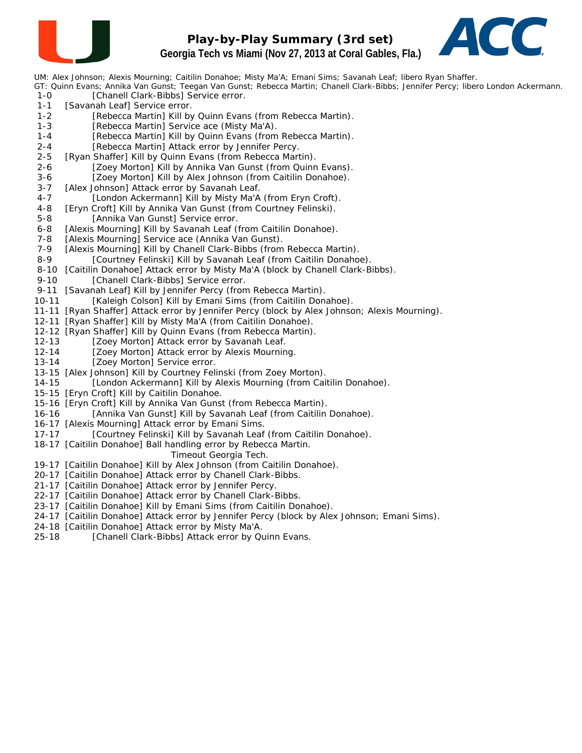# Play-by-Play Summary (3rd set)

## Georgia Tech vs Miami (Nov 27, 2013 at Coral Gables, Fla.)

UM: Alex Johnson; Alexis Mourning; Caitilin Donahoe; Misty Ma'A; Emani Sims; Savanah Leaf; libero Ryan Shaffer.
GT: Quinn Evans; Annika Van Gunst; Teegan Van Gunst; Rebecca Martin; Chanell Clark-Bibbs; Jennifer Percy; libero London Ackermann.

1-0 [Chanell Clark-Bibbs] Service error.
1-1 [Savanah Leaf] Service error.
1-2 [Rebecca Martin] Kill by Quinn Evans (from Rebecca Martin).
1-3 [Rebecca Martin] Service ace (Misty Ma'A).
1-4 [Rebecca Martin] Kill by Quinn Evans (from Rebecca Martin).
2-4 [Rebecca Martin] Attack error by Jennifer Percy.
2-5 [Ryan Shaffer] Kill by Quinn Evans (from Rebecca Martin).
2-6 [Zoey Morton] Kill by Annika Van Gunst (from Quinn Evans).
3-6 [Zoey Morton] Kill by Alex Johnson (from Caitilin Donahoe).
3-7 [Alex Johnson] Attack error by Savanah Leaf.
4-7 [London Ackermann] Kill by Misty Ma'A (from Eryn Croft).
4-8 [Eryn Croft] Kill by Annika Van Gunst (from Courtney Felinski).
5-8 [Annika Van Gunst] Service error.
6-8 [Alexis Mourning] Kill by Savanah Leaf (from Caitilin Donahoe).
7-8 [Alexis Mourning] Service ace (Annika Van Gunst).
7-9 [Alexis Mourning] Kill by Chanell Clark-Bibbs (from Rebecca Martin).
8-9 [Courtney Felinski] Kill by Savanah Leaf (from Caitilin Donahoe).
8-10 [Caitilin Donahoe] Attack error by Misty Ma'A (block by Chanell Clark-Bibbs).
9-10 [Chanell Clark-Bibbs] Service error.
9-11 [Savanah Leaf] Kill by Jennifer Percy (from Rebecca Martin).
10-11 [Kaleigh Colson] Kill by Emani Sims (from Caitilin Donahoe).
11-11 [Ryan Shaffer] Attack error by Jennifer Percy (block by Alex Johnson; Alexis Mourning).
12-11 [Ryan Shaffer] Kill by Misty Ma'A (from Caitilin Donahoe).
12-12 [Ryan Shaffer] Kill by Quinn Evans (from Rebecca Martin).
12-13 [Zoey Morton] Attack error by Savanah Leaf.
12-14 [Zoey Morton] Attack error by Alexis Mourning.
13-14 [Zoey Morton] Service error.
13-15 [Alex Johnson] Kill by Courtney Felinski (from Zoey Morton).
14-15 [London Ackermann] Kill by Alexis Mourning (from Caitilin Donahoe).
15-15 [Eryn Croft] Kill by Caitilin Donahoe.
15-16 [Eryn Croft] Kill by Annika Van Gunst (from Rebecca Martin).
16-16 [Annika Van Gunst] Kill by Savanah Leaf (from Caitilin Donahoe).
16-17 [Alexis Mourning] Attack error by Emani Sims.
17-17 [Courtney Felinski] Kill by Savanah Leaf (from Caitilin Donahoe).
18-17 [Caitilin Donahoe] Ball handling error by Rebecca Martin.
Timeout Georgia Tech.
19-17 [Caitilin Donahoe] Kill by Alex Johnson (from Caitilin Donahoe).
20-17 [Caitilin Donahoe] Attack error by Chanell Clark-Bibbs.
21-17 [Caitilin Donahoe] Attack error by Jennifer Percy.
22-17 [Caitilin Donahoe] Attack error by Chanell Clark-Bibbs.
23-17 [Caitilin Donahoe] Kill by Emani Sims (from Caitilin Donahoe).
24-17 [Caitilin Donahoe] Attack error by Jennifer Percy (block by Alex Johnson; Emani Sims).
24-18 [Caitilin Donahoe] Attack error by Misty Ma'A.
25-18 [Chanell Clark-Bibbs] Attack error by Quinn Evans.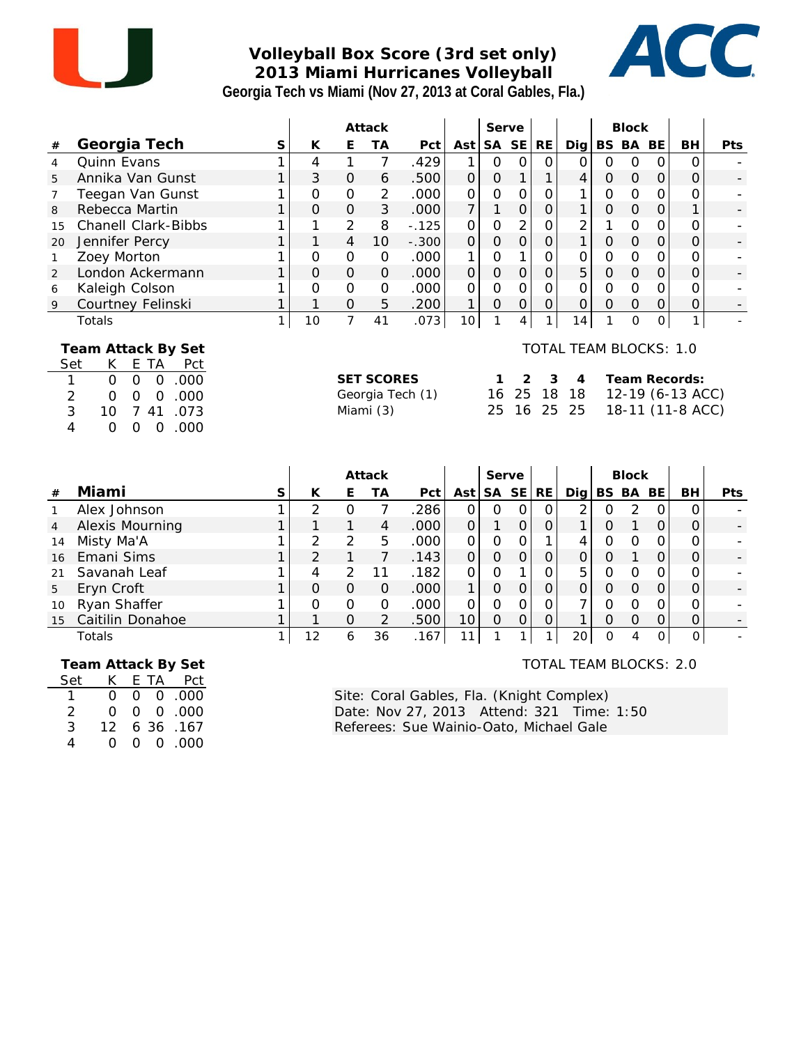# Volleyball Box Score (3rd set only)
## 2013 Miami Hurricanes Volleyball
### Georgia Tech vs Miami (Nov 27, 2013 at Coral Gables, Fla.)

| # | Georgia Tech | S | Attack K | E | TA | Pct | Ast | Serve SA | SE | RE | Dig | Block BS | BA | BE | BH | Pts |
|---|---|---|---|---|---|---|---|---|---|---|---|---|---|---|---|---|
| 4 | Quinn Evans | 1 | 4 | 1 | 7 | .429 | 1 | 0 | 0 | 0 | 0 | 0 | 0 | 0 | 0 | - |
| 5 | Annika Van Gunst | 1 | 3 | 0 | 6 | .500 | 0 | 0 | 1 | 1 | 4 | 0 | 0 | 0 | 0 | - |
| 7 | Teegan Van Gunst | 1 | 0 | 0 | 2 | .000 | 0 | 0 | 0 | 0 | 1 | 0 | 0 | 0 | 0 | - |
| 8 | Rebecca Martin | 1 | 0 | 0 | 3 | .000 | 7 | 1 | 0 | 0 | 1 | 0 | 0 | 0 | 1 | - |
| 15 | Chanell Clark-Bibbs | 1 | 1 | 2 | 8 | -.125 | 0 | 0 | 2 | 0 | 2 | 1 | 0 | 0 | 0 | - |
| 20 | Jennifer Percy | 1 | 1 | 4 | 10 | -.300 | 0 | 0 | 0 | 0 | 1 | 0 | 0 | 0 | 0 | - |
| 1 | Zoey Morton | 1 | 0 | 0 | 0 | .000 | 1 | 0 | 1 | 0 | 0 | 0 | 0 | 0 | 0 | - |
| 2 | London Ackermann | 1 | 0 | 0 | 0 | .000 | 0 | 0 | 0 | 0 | 5 | 0 | 0 | 0 | 0 | - |
| 6 | Kaleigh Colson | 1 | 0 | 0 | 0 | .000 | 0 | 0 | 0 | 0 | 0 | 0 | 0 | 0 | 0 | - |
| 9 | Courtney Felinski | 1 | 1 | 0 | 5 | .200 | 1 | 0 | 0 | 0 | 0 | 0 | 0 | 0 | 0 | - |
| | Totals | 1 | 10 | 7 | 41 | .073 | 10 | 1 | 4 | 1 | 14 | 1 | 0 | 0 | 1 | - |

TOTAL TEAM BLOCKS: 1.0

**Team Attack By Set**

| Set | K | E | TA | Pct |
|---|---|---|---|---|
| 1 | 0 | 0 | 0 | .000 |
| 2 | 0 | 0 | 0 | .000 |
| 3 | 10 | 7 | 41 | .073 |
| 4 | 0 | 0 | 0 | .000 |

| SET SCORES | 1 | 2 | 3 | 4 | Team Records: |
|---|---|---|---|---|---|
| Georgia Tech (1) | 16 | 25 | 18 | 18 | 12-19 (6-13 ACC) |
| Miami (3) | 25 | 16 | 25 | 25 | 18-11 (11-8 ACC) |

| # | Miami | S | Attack K | E | TA | Pct | Ast | Serve SA | SE | RE | Dig | Block BS | BA | BE | BH | Pts |
|---|---|---|---|---|---|---|---|---|---|---|---|---|---|---|---|---|
| 1 | Alex Johnson | 1 | 2 | 0 | 7 | .286 | 0 | 0 | 0 | 0 | 2 | 0 | 2 | 0 | 0 | - |
| 4 | Alexis Mourning | 1 | 1 | 1 | 4 | .000 | 0 | 1 | 0 | 0 | 1 | 0 | 1 | 0 | 0 | - |
| 14 | Misty Ma'A | 1 | 2 | 2 | 5 | .000 | 0 | 0 | 0 | 1 | 4 | 0 | 0 | 0 | 0 | - |
| 16 | Emani Sims | 1 | 2 | 1 | 7 | .143 | 0 | 0 | 0 | 0 | 0 | 0 | 1 | 0 | 0 | - |
| 21 | Savanah Leaf | 1 | 4 | 2 | 11 | .182 | 0 | 0 | 1 | 0 | 5 | 0 | 0 | 0 | 0 | - |
| 5 | Eryn Croft | 1 | 0 | 0 | 0 | .000 | 1 | 0 | 0 | 0 | 0 | 0 | 0 | 0 | 0 | - |
| 10 | Ryan Shaffer | 1 | 0 | 0 | 0 | .000 | 0 | 0 | 0 | 0 | 7 | 0 | 0 | 0 | 0 | - |
| 15 | Caitilin Donahoe | 1 | 1 | 0 | 2 | .500 | 10 | 0 | 0 | 0 | 1 | 0 | 0 | 0 | 0 | - |
| | Totals | 1 | 12 | 6 | 36 | .167 | 11 | 1 | 1 | 1 | 20 | 0 | 4 | 0 | 0 | - |

TOTAL TEAM BLOCKS: 2.0

**Team Attack By Set**

| Set | K | E | TA | Pct |
|---|---|---|---|---|
| 1 | 0 | 0 | 0 | .000 |
| 2 | 0 | 0 | 0 | .000 |
| 3 | 12 | 6 | 36 | .167 |
| 4 | 0 | 0 | 0 | .000 |

Site: Coral Gables, Fla. (Knight Complex)
Date: Nov 27, 2013 Attend: 321 Time: 1:50
Referees: Sue Wainio-Oato, Michael Gale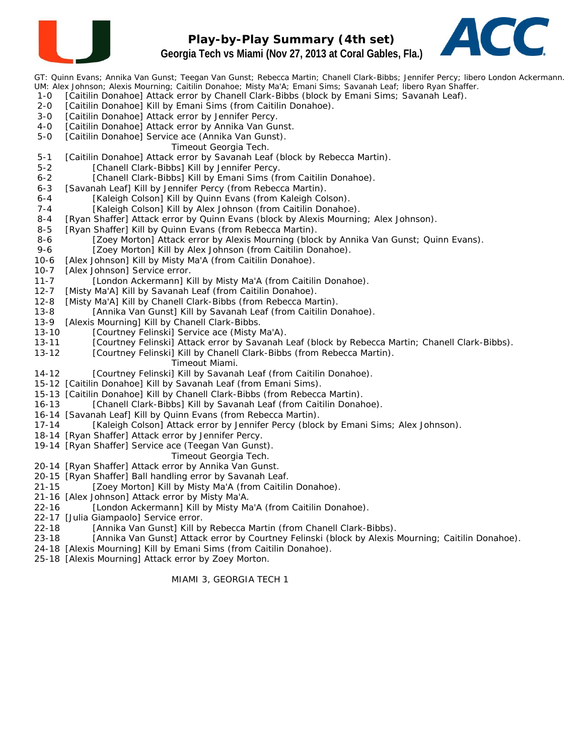# Play-by-Play Summary (4th set)

## Georgia Tech vs Miami (Nov 27, 2013 at Coral Gables, Fla.)

GT: Quinn Evans; Annika Van Gunst; Teegan Van Gunst; Rebecca Martin; Chanell Clark-Bibbs; Jennifer Percy; libero London Ackermann.
UM: Alex Johnson; Alexis Mourning; Caitilin Donahoe; Misty Ma'A; Emani Sims; Savanah Leaf; libero Ryan Shaffer.

1-0 [Caitilin Donahoe] Attack error by Chanell Clark-Bibbs (block by Emani Sims; Savanah Leaf).
2-0 [Caitilin Donahoe] Kill by Emani Sims (from Caitilin Donahoe).
3-0 [Caitilin Donahoe] Attack error by Jennifer Percy.
4-0 [Caitilin Donahoe] Attack error by Annika Van Gunst.
5-0 [Caitilin Donahoe] Service ace (Annika Van Gunst).
Timeout Georgia Tech.
5-1 [Caitilin Donahoe] Attack error by Savanah Leaf (block by Rebecca Martin).
5-2 [Chanell Clark-Bibbs] Kill by Jennifer Percy.
6-2 [Chanell Clark-Bibbs] Kill by Emani Sims (from Caitilin Donahoe).
6-3 [Savanah Leaf] Kill by Jennifer Percy (from Rebecca Martin).
6-4 [Kaleigh Colson] Kill by Quinn Evans (from Kaleigh Colson).
7-4 [Kaleigh Colson] Kill by Alex Johnson (from Caitilin Donahoe).
8-4 [Ryan Shaffer] Attack error by Quinn Evans (block by Alexis Mourning; Alex Johnson).
8-5 [Ryan Shaffer] Kill by Quinn Evans (from Rebecca Martin).
8-6 [Zoey Morton] Attack error by Alexis Mourning (block by Annika Van Gunst; Quinn Evans).
9-6 [Zoey Morton] Kill by Alex Johnson (from Caitilin Donahoe).
10-6 [Alex Johnson] Kill by Misty Ma'A (from Caitilin Donahoe).
10-7 [Alex Johnson] Service error.
11-7 [London Ackermann] Kill by Misty Ma'A (from Caitilin Donahoe).
12-7 [Misty Ma'A] Kill by Savanah Leaf (from Caitilin Donahoe).
12-8 [Misty Ma'A] Kill by Chanell Clark-Bibbs (from Rebecca Martin).
13-8 [Annika Van Gunst] Kill by Savanah Leaf (from Caitilin Donahoe).
13-9 [Alexis Mourning] Kill by Chanell Clark-Bibbs.
13-10 [Courtney Felinski] Service ace (Misty Ma'A).
13-11 [Courtney Felinski] Attack error by Savanah Leaf (block by Rebecca Martin; Chanell Clark-Bibbs).
13-12 [Courtney Felinski] Kill by Chanell Clark-Bibbs (from Rebecca Martin).
Timeout Miami.
14-12 [Courtney Felinski] Kill by Savanah Leaf (from Caitilin Donahoe).
15-12 [Caitilin Donahoe] Kill by Savanah Leaf (from Emani Sims).
15-13 [Caitilin Donahoe] Kill by Chanell Clark-Bibbs (from Rebecca Martin).
16-13 [Chanell Clark-Bibbs] Kill by Savanah Leaf (from Caitilin Donahoe).
16-14 [Savanah Leaf] Kill by Quinn Evans (from Rebecca Martin).
17-14 [Kaleigh Colson] Attack error by Jennifer Percy (block by Emani Sims; Alex Johnson).
18-14 [Ryan Shaffer] Attack error by Jennifer Percy.
19-14 [Ryan Shaffer] Service ace (Teegan Van Gunst).
Timeout Georgia Tech.
20-14 [Ryan Shaffer] Attack error by Annika Van Gunst.
20-15 [Ryan Shaffer] Ball handling error by Savanah Leaf.
21-15 [Zoey Morton] Kill by Misty Ma'A (from Caitilin Donahoe).
21-16 [Alex Johnson] Attack error by Misty Ma'A.
22-16 [London Ackermann] Kill by Misty Ma'A (from Caitilin Donahoe).
22-17 [Julia Giampaolo] Service error.
22-18 [Annika Van Gunst] Kill by Rebecca Martin (from Chanell Clark-Bibbs).
23-18 [Annika Van Gunst] Attack error by Courtney Felinski (block by Alexis Mourning; Caitilin Donahoe).
24-18 [Alexis Mourning] Kill by Emani Sims (from Caitilin Donahoe).
25-18 [Alexis Mourning] Attack error by Zoey Morton.

MIAMI 3, GEORGIA TECH 1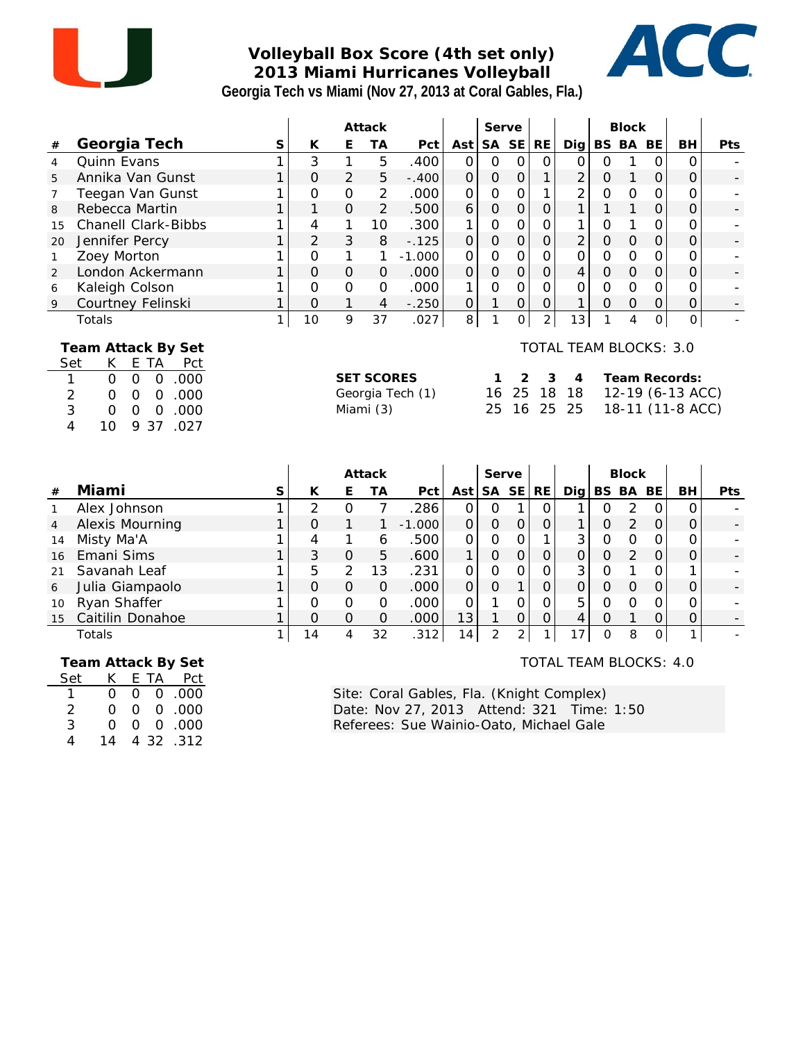# Volleyball Box Score (4th set only)
## 2013 Miami Hurricanes Volleyball
### Georgia Tech vs Miami (Nov 27, 2013 at Coral Gables, Fla.)

| | | | Attack | | | | | Serve | | | | Block | | | | |
|---|---|---|---|---|---|---|---|---|---|---|---|---|---|---|---|---|
| # | Georgia Tech | S | K | E | TA | Pct | Ast | SA | SE | RE | Dig | BS | BA | BE | BH | Pts |
| 4 | Quinn Evans | 1 | 3 | 1 | 5 | .400 | 0 | 0 | 0 | 0 | 0 | 0 | 1 | 0 | 0 | - |
| 5 | Annika Van Gunst | 1 | 0 | 2 | 5 | -.400 | 0 | 0 | 0 | 1 | 2 | 0 | 1 | 0 | 0 | - |
| 7 | Teegan Van Gunst | 1 | 0 | 0 | 2 | .000 | 0 | 0 | 0 | 1 | 2 | 0 | 0 | 0 | 0 | - |
| 8 | Rebecca Martin | 1 | 1 | 0 | 2 | .500 | 6 | 0 | 0 | 0 | 1 | 1 | 1 | 0 | 0 | - |
| 15 | Chanell Clark-Bibbs | 1 | 4 | 1 | 10 | .300 | 1 | 0 | 0 | 0 | 1 | 0 | 1 | 0 | 0 | - |
| 20 | Jennifer Percy | 1 | 2 | 3 | 8 | -.125 | 0 | 0 | 0 | 0 | 2 | 0 | 0 | 0 | 0 | - |
| 1 | Zoey Morton | 1 | 0 | 1 | 1 | -1.000 | 0 | 0 | 0 | 0 | 0 | 0 | 0 | 0 | 0 | - |
| 2 | London Ackermann | 1 | 0 | 0 | 0 | .000 | 0 | 0 | 0 | 0 | 4 | 0 | 0 | 0 | 0 | - |
| 6 | Kaleigh Colson | 1 | 0 | 0 | 0 | .000 | 1 | 0 | 0 | 0 | 0 | 0 | 0 | 0 | 0 | - |
| 9 | Courtney Felinski | 1 | 0 | 1 | 4 | -.250 | 0 | 1 | 0 | 0 | 1 | 0 | 0 | 0 | 0 | - |
| | Totals | 1 | 10 | 9 | 37 | .027 | 8 | 1 | 0 | 2 | 13 | 1 | 4 | 0 | 0 | - |

**Team Attack By Set**

| Set | K | E | TA | Pct |
|---|---|---|---|---|
| 1 | 0 | 0 | 0 | .000 |
| 2 | 0 | 0 | 0 | .000 |
| 3 | 0 | 0 | 0 | .000 |
| 4 | 10 | 9 | 37 | .027 |

TOTAL TEAM BLOCKS: 3.0

| SET SCORES | 1 | 2 | 3 | 4 | Team Records: |
|---|---|---|---|---|---|
| Georgia Tech (1) | 16 | 25 | 18 | 18 | 12-19 (6-13 ACC) |
| Miami (3) | 25 | 16 | 25 | 25 | 18-11 (11-8 ACC) |

| | | | Attack | | | | | Serve | | | | Block | | | | |
|---|---|---|---|---|---|---|---|---|---|---|---|---|---|---|---|---|
| # | Miami | S | K | E | TA | Pct | Ast | SA | SE | RE | Dig | BS | BA | BE | BH | Pts |
| 1 | Alex Johnson | 1 | 2 | 0 | 7 | .286 | 0 | 0 | 1 | 0 | 1 | 0 | 2 | 0 | 0 | - |
| 4 | Alexis Mourning | 1 | 0 | 1 | 1 | -1.000 | 0 | 0 | 0 | 0 | 1 | 0 | 2 | 0 | 0 | - |
| 14 | Misty Ma'A | 1 | 4 | 1 | 6 | .500 | 0 | 0 | 0 | 1 | 3 | 0 | 0 | 0 | 0 | - |
| 16 | Emani Sims | 1 | 3 | 0 | 5 | .600 | 1 | 0 | 0 | 0 | 0 | 0 | 2 | 0 | 0 | - |
| 21 | Savanah Leaf | 1 | 5 | 2 | 13 | .231 | 0 | 0 | 0 | 0 | 3 | 0 | 1 | 0 | 1 | - |
| 6 | Julia Giampaolo | 1 | 0 | 0 | 0 | .000 | 0 | 0 | 1 | 0 | 0 | 0 | 0 | 0 | 0 | - |
| 10 | Ryan Shaffer | 1 | 0 | 0 | 0 | .000 | 0 | 1 | 0 | 0 | 5 | 0 | 0 | 0 | 0 | - |
| 15 | Caitilin Donahoe | 1 | 0 | 0 | 0 | .000 | 13 | 1 | 0 | 0 | 4 | 0 | 1 | 0 | 0 | - |
| | Totals | 1 | 14 | 4 | 32 | .312 | 14 | 2 | 2 | 1 | 17 | 0 | 8 | 0 | 1 | - |

**Team Attack By Set**

| Set | K | E | TA | Pct |
|---|---|---|---|---|
| 1 | 0 | 0 | 0 | .000 |
| 2 | 0 | 0 | 0 | .000 |
| 3 | 0 | 0 | 0 | .000 |
| 4 | 14 | 4 | 32 | .312 |

TOTAL TEAM BLOCKS: 4.0

Site: Coral Gables, Fla. (Knight Complex)
Date: Nov 27, 2013 Attend: 321 Time: 1:50
Referees: Sue Wainio-Oato, Michael Gale